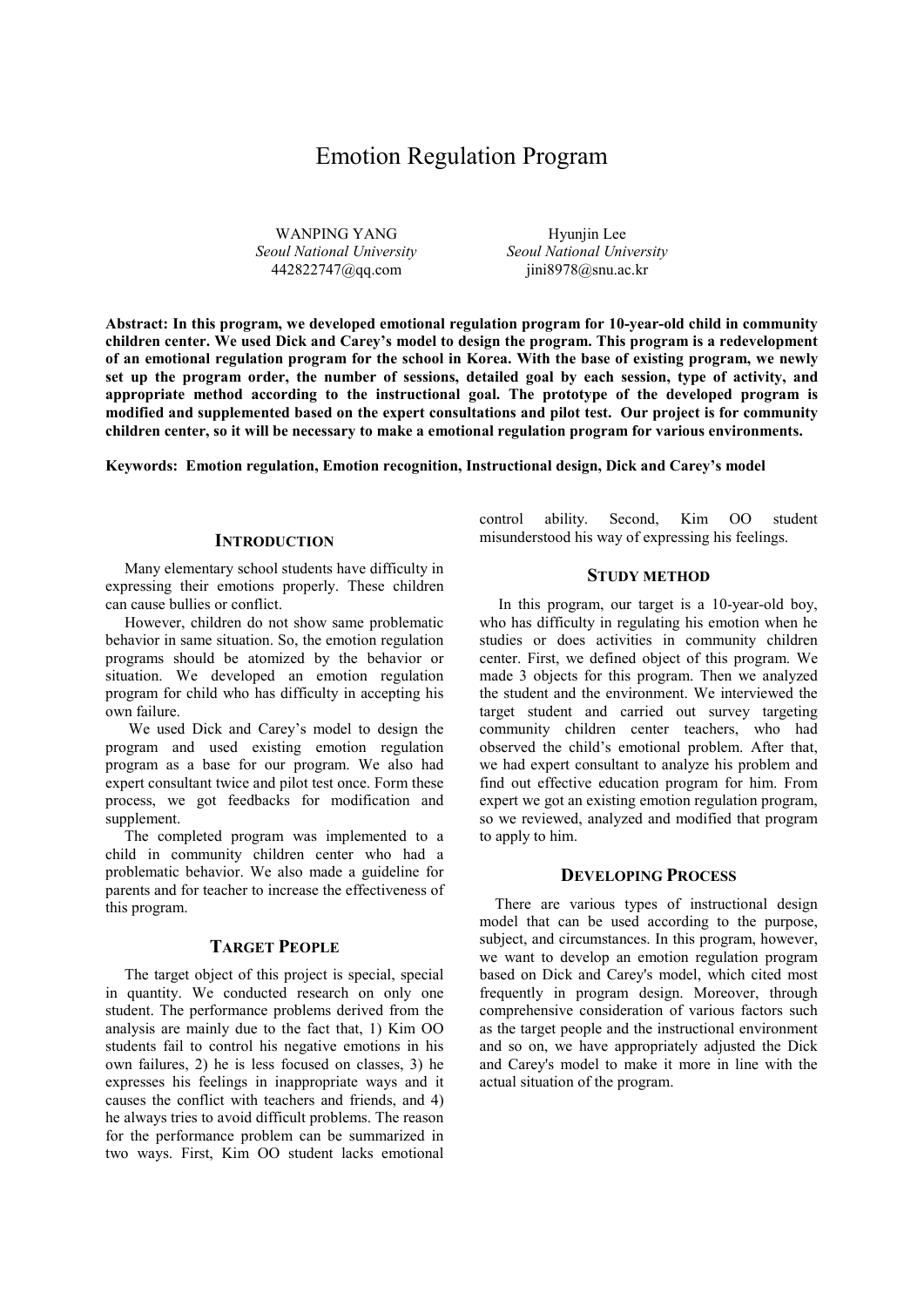# Emotion Regulation Program

WANPING YANG
*Seoul National University*
442822747@qq.com

Hyunjin Lee
*Seoul National University*
jini8978@snu.ac.kr

**Abstract: In this program, we developed emotional regulation program for 10-year-old child in community children center. We used Dick and Carey's model to design the program. This program is a redevelopment of an emotional regulation program for the school in Korea. With the base of existing program, we newly set up the program order, the number of sessions, detailed goal by each session, type of activity, and appropriate method according to the instructional goal. The prototype of the developed program is modified and supplemented based on the expert consultations and pilot test. Our project is for community children center, so it will be necessary to make a emotional regulation program for various environments.**

**Keywords: Emotion regulation, Emotion recognition, Instructional design, Dick and Carey's model**

## INTRODUCTION

Many elementary school students have difficulty in expressing their emotions properly. These children can cause bullies or conflict.

However, children do not show same problematic behavior in same situation. So, the emotion regulation programs should be atomized by the behavior or situation. We developed an emotion regulation program for child who has difficulty in accepting his own failure.

We used Dick and Carey's model to design the program and used existing emotion regulation program as a base for our program. We also had expert consultant twice and pilot test once. Form these process, we got feedbacks for modification and supplement.

The completed program was implemented to a child in community children center who had a problematic behavior. We also made a guideline for parents and for teacher to increase the effectiveness of this program.

## TARGET PEOPLE

The target object of this project is special, special in quantity. We conducted research on only one student. The performance problems derived from the analysis are mainly due to the fact that, 1) Kim OO students fail to control his negative emotions in his own failures, 2) he is less focused on classes, 3) he expresses his feelings in inappropriate ways and it causes the conflict with teachers and friends, and 4) he always tries to avoid difficult problems. The reason for the performance problem can be summarized in two ways. First, Kim OO student lacks emotional control ability. Second, Kim OO student misunderstood his way of expressing his feelings.

## STUDY METHOD

In this program, our target is a 10-year-old boy, who has difficulty in regulating his emotion when he studies or does activities in community children center. First, we defined object of this program. We made 3 objects for this program. Then we analyzed the student and the environment. We interviewed the target student and carried out survey targeting community children center teachers, who had observed the child's emotional problem. After that, we had expert consultant to analyze his problem and find out effective education program for him. From expert we got an existing emotion regulation program, so we reviewed, analyzed and modified that program to apply to him.

## DEVELOPING PROCESS

There are various types of instructional design model that can be used according to the purpose, subject, and circumstances. In this program, however, we want to develop an emotion regulation program based on Dick and Carey's model, which cited most frequently in program design. Moreover, through comprehensive consideration of various factors such as the target people and the instructional environment and so on, we have appropriately adjusted the Dick and Carey's model to make it more in line with the actual situation of the program.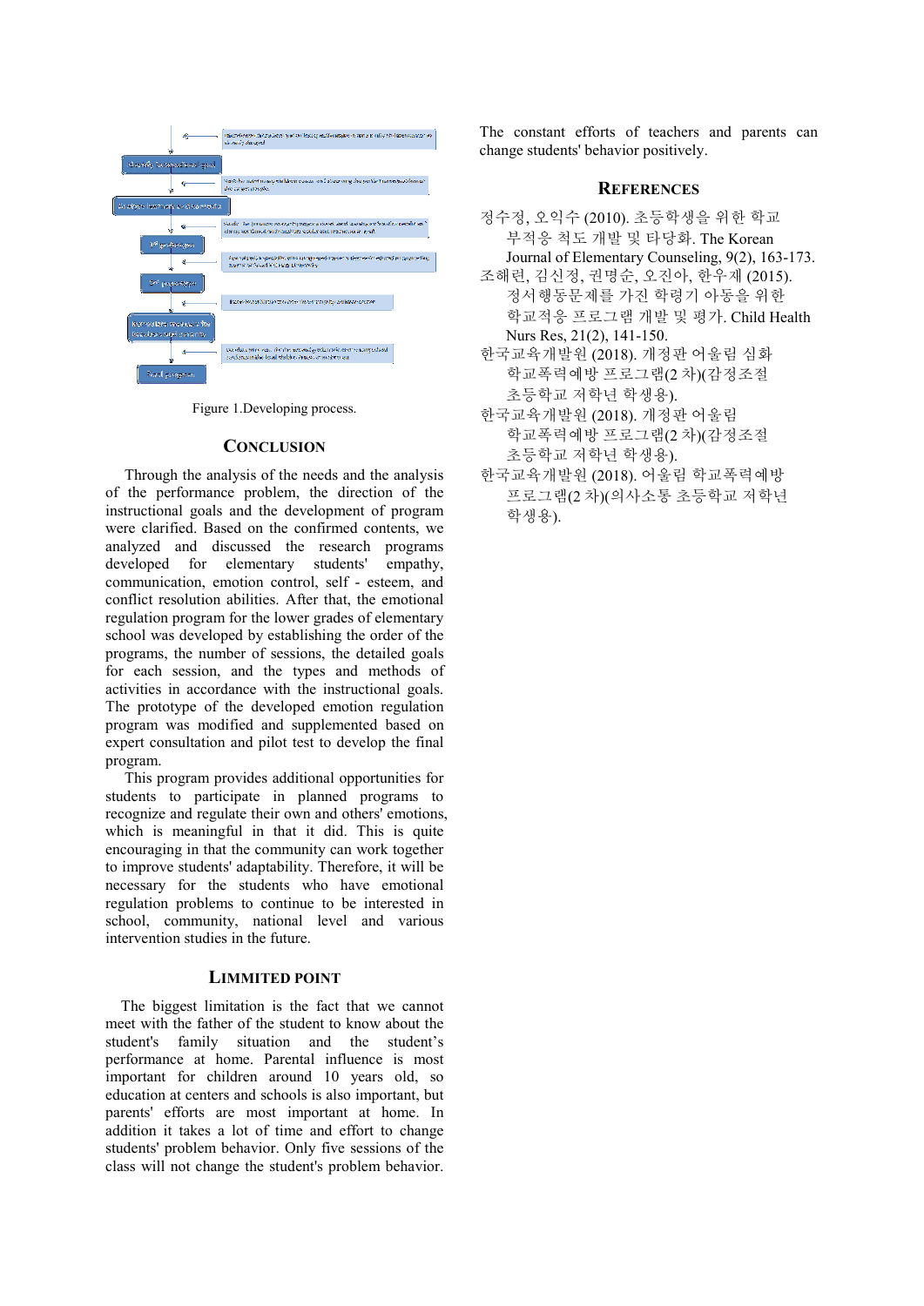Figure 1.Developing process.

## CONCLUSION

Through the analysis of the needs and the analysis of the performance problem, the direction of the instructional goals and the development of program were clarified. Based on the confirmed contents, we analyzed and discussed the research programs developed for elementary students' empathy, communication, emotion control, self - esteem, and conflict resolution abilities. After that, the emotional regulation program for the lower grades of elementary school was developed by establishing the order of the programs, the number of sessions, the detailed goals for each session, and the types and methods of activities in accordance with the instructional goals. The prototype of the developed emotion regulation program was modified and supplemented based on expert consultation and pilot test to develop the final program.

This program provides additional opportunities for students to participate in planned programs to recognize and regulate their own and others' emotions, which is meaningful in that it did. This is quite encouraging in that the community can work together to improve students' adaptability. Therefore, it will be necessary for the students who have emotional regulation problems to continue to be interested in school, community, national level and various intervention studies in the future.

## LIMMITED POINT

The biggest limitation is the fact that we cannot meet with the father of the student to know about the student's family situation and the student's performance at home. Parental influence is most important for children around 10 years old, so education at centers and schools is also important, but parents' efforts are most important at home. In addition it takes a lot of time and effort to change students' problem behavior. Only five sessions of the class will not change the student's problem behavior. The constant efforts of teachers and parents can change students' behavior positively.

## REFERENCES

정수정, 오익수 (2010). 초등학생을 위한 학교 부적응 척도 개발 및 타당화. The Korean Journal of Elementary Counseling, 9(2), 163-173.

조해련, 김신정, 권명순, 오진아, 한우재 (2015). 정서행동문제를 가진 학령기 아동을 위한 학교적응 프로그램 개발 및 평가. Child Health Nurs Res, 21(2), 141-150.

한국교육개발원 (2018). 개정판 어울림 심화 학교폭력예방 프로그램(2 차)(감정조절 초등학교 저학년 학생용).

한국교육개발원 (2018). 개정판 어울림 학교폭력예방 프로그램(2 차)(감정조절 초등학교 저학년 학생용).

한국교육개발원 (2018). 어울림 학교폭력예방 프로그램(2 차)(의사소통 초등학교 저학년 학생용).